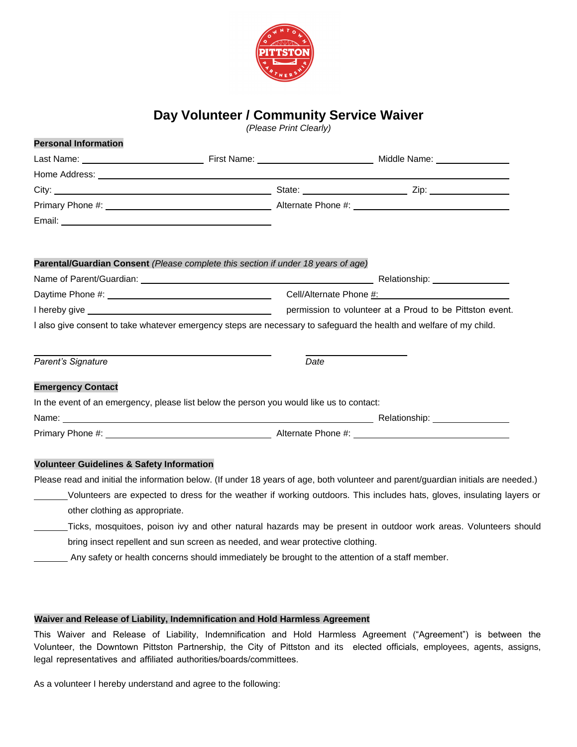# Day Volunteer / Community Service Waiver

*(Please Print Clearly)*

**Personal Information**

Last Name: ______________________ First Name: ______________________ Middle Name: ______________

Home Address: ____________________________________________________________________

City: ______________________________________ State: __________________ Zip: ______________

Primary Phone #: ______________________________ Alternate Phone #: ____________________________

Email: ______________________________________

**Parental/Guardian Consent** *(Please complete this section if under 18 years of age)*

Name of Parent/Guardian: ____________________________________________ Relationship: ______________

Daytime Phone #: ______________________________ Cell/Alternate Phone #: ________________________

I hereby give ______________________________________ permission to volunteer at a Proud to be Pittston event.

I also give consent to take whatever emergency steps are necessary to safeguard the health and welfare of my child.

______________________________________ __________________

*Parent's Signature* *Date*

**Emergency Contact**

In the event of an emergency, please list below the person you would like us to contact:

Name: ____________________________________________________________ Relationship: ______________

Primary Phone #: ______________________________ Alternate Phone #: ____________________________

**Volunteer Guidelines & Safety Information**

Please read and initial the information below. (If under 18 years of age, both volunteer and parent/guardian initials are needed.)

_______Volunteers are expected to dress for the weather if working outdoors. This includes hats, gloves, insulating layers or other clothing as appropriate.

_______Ticks, mosquitoes, poison ivy and other natural hazards may be present in outdoor work areas. Volunteers should bring insect repellent and sun screen as needed, and wear protective clothing.

_______ Any safety or health concerns should immediately be brought to the attention of a staff member.

**Waiver and Release of Liability, Indemnification and Hold Harmless Agreement**

This Waiver and Release of Liability, Indemnification and Hold Harmless Agreement ("Agreement") is between the Volunteer, the Downtown Pittston Partnership, the City of Pittston and its elected officials, employees, agents, assigns, legal representatives and affiliated authorities/boards/committees.

As a volunteer I hereby understand and agree to the following: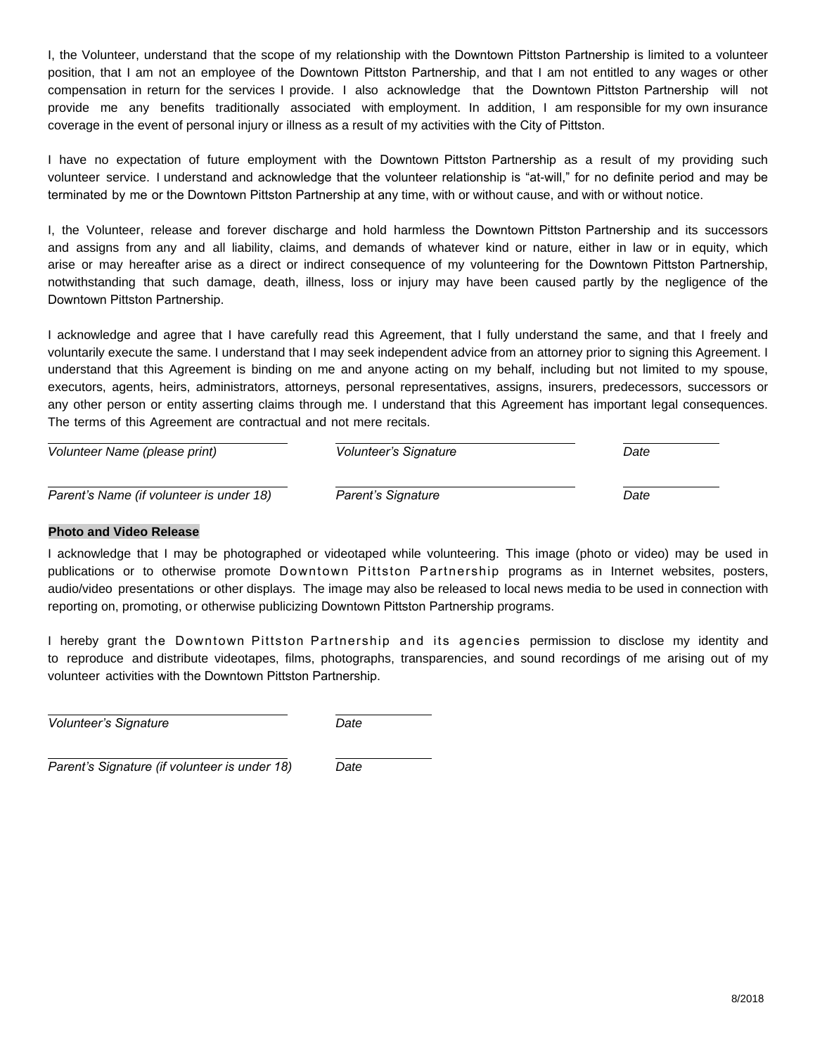I, the Volunteer, understand that the scope of my relationship with the Downtown Pittston Partnership is limited to a volunteer position, that I am not an employee of the Downtown Pittston Partnership, and that I am not entitled to any wages or other compensation in return for the services I provide. I also acknowledge that the Downtown Pittston Partnership will not provide me any benefits traditionally associated with employment. In addition, I am responsible for my own insurance coverage in the event of personal injury or illness as a result of my activities with the City of Pittston.

I have no expectation of future employment with the Downtown Pittston Partnership as a result of my providing such volunteer service. I understand and acknowledge that the volunteer relationship is "at-will," for no definite period and may be terminated by me or the Downtown Pittston Partnership at any time, with or without cause, and with or without notice.

I, the Volunteer, release and forever discharge and hold harmless the Downtown Pittston Partnership and its successors and assigns from any and all liability, claims, and demands of whatever kind or nature, either in law or in equity, which arise or may hereafter arise as a direct or indirect consequence of my volunteering for the Downtown Pittston Partnership, notwithstanding that such damage, death, illness, loss or injury may have been caused partly by the negligence of the Downtown Pittston Partnership.

I acknowledge and agree that I have carefully read this Agreement, that I fully understand the same, and that I freely and voluntarily execute the same. I understand that I may seek independent advice from an attorney prior to signing this Agreement. I understand that this Agreement is binding on me and anyone acting on my behalf, including but not limited to my spouse, executors, agents, heirs, administrators, attorneys, personal representatives, assigns, insurers, predecessors, successors or any other person or entity asserting claims through me. I understand that this Agreement has important legal consequences. The terms of this Agreement are contractual and not mere recitals.

| _Volunteer Name (please print)_ | _Volunteer's Signature_ | _Date_ |
|---|---|---|
| _Parent's Name (if volunteer is under 18)_ | _Parent's Signature_ | _Date_ |

**Photo and Video Release**

I acknowledge that I may be photographed or videotaped while volunteering. This image (photo or video) may be used in publications or to otherwise promote Downtown Pittston Partnership programs as in Internet websites, posters, audio/video presentations or other displays. The image may also be released to local news media to be used in connection with reporting on, promoting, or otherwise publicizing Downtown Pittston Partnership programs.

I hereby grant the Downtown Pittston Partnership and its agencies permission to disclose my identity and to reproduce and distribute videotapes, films, photographs, transparencies, and sound recordings of me arising out of my volunteer activities with the Downtown Pittston Partnership.

| _Volunteer's Signature_ | _Date_ |
|---|---|
| _Parent's Signature (if volunteer is under 18)_ | _Date_ |

8/2018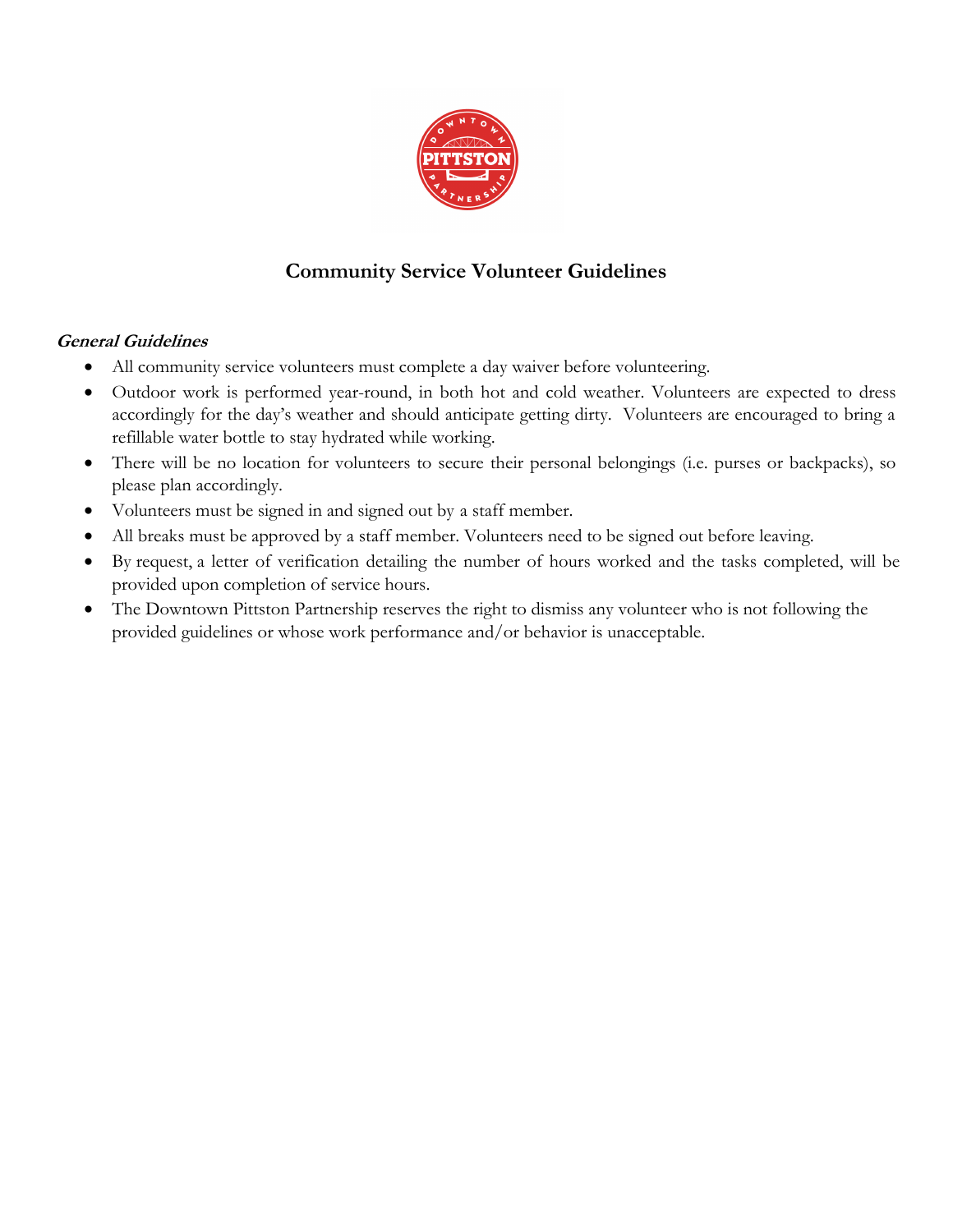## Community Service Volunteer Guidelines

***General Guidelines***

- All community service volunteers must complete a day waiver before volunteering.
- Outdoor work is performed year-round, in both hot and cold weather. Volunteers are expected to dress accordingly for the day's weather and should anticipate getting dirty. Volunteers are encouraged to bring a refillable water bottle to stay hydrated while working.
- There will be no location for volunteers to secure their personal belongings (i.e. purses or backpacks), so please plan accordingly.
- Volunteers must be signed in and signed out by a staff member.
- All breaks must be approved by a staff member. Volunteers need to be signed out before leaving.
- By request, a letter of verification detailing the number of hours worked and the tasks completed, will be provided upon completion of service hours.
- The Downtown Pittston Partnership reserves the right to dismiss any volunteer who is not following the provided guidelines or whose work performance and/or behavior is unacceptable.